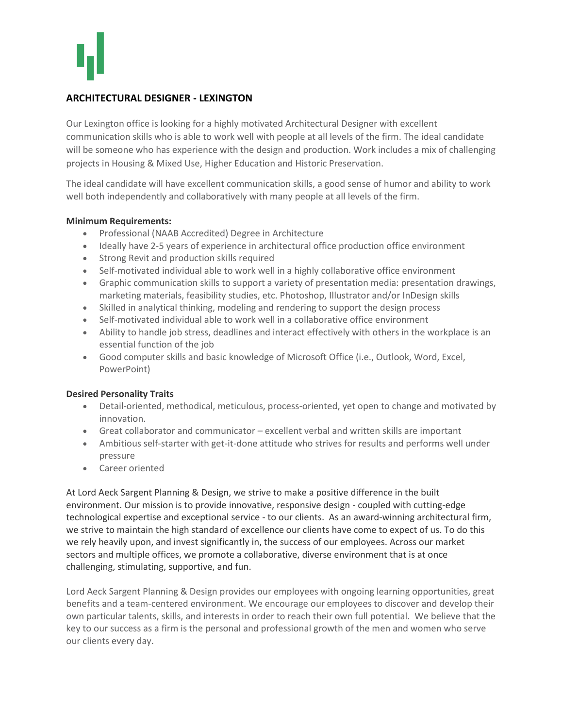## ARCHITECTURAL DESIGNER - LEXINGTON

Our Lexington office is looking for a highly motivated Architectural Designer with excellent communication skills who is able to work well with people at all levels of the firm. The ideal candidate will be someone who has experience with the design and production. Work includes a mix of challenging projects in Housing & Mixed Use, Higher Education and Historic Preservation.

The ideal candidate will have excellent communication skills, a good sense of humor and ability to work well both independently and collaboratively with many people at all levels of the firm.

**Minimum Requirements:**

- Professional (NAAB Accredited) Degree in Architecture
- Ideally have 2-5 years of experience in architectural office production office environment
- Strong Revit and production skills required
- Self-motivated individual able to work well in a highly collaborative office environment
- Graphic communication skills to support a variety of presentation media: presentation drawings, marketing materials, feasibility studies, etc. Photoshop, Illustrator and/or InDesign skills
- Skilled in analytical thinking, modeling and rendering to support the design process
- Self-motivated individual able to work well in a collaborative office environment
- Ability to handle job stress, deadlines and interact effectively with others in the workplace is an essential function of the job
- Good computer skills and basic knowledge of Microsoft Office (i.e., Outlook, Word, Excel, PowerPoint)

**Desired Personality Traits**

- Detail-oriented, methodical, meticulous, process-oriented, yet open to change and motivated by innovation.
- Great collaborator and communicator – excellent verbal and written skills are important
- Ambitious self-starter with get-it-done attitude who strives for results and performs well under pressure
- Career oriented

At Lord Aeck Sargent Planning & Design, we strive to make a positive difference in the built environment. Our mission is to provide innovative, responsive design - coupled with cutting-edge technological expertise and exceptional service - to our clients. As an award-winning architectural firm, we strive to maintain the high standard of excellence our clients have come to expect of us. To do this we rely heavily upon, and invest significantly in, the success of our employees. Across our market sectors and multiple offices, we promote a collaborative, diverse environment that is at once challenging, stimulating, supportive, and fun.

Lord Aeck Sargent Planning & Design provides our employees with ongoing learning opportunities, great benefits and a team-centered environment. We encourage our employees to discover and develop their own particular talents, skills, and interests in order to reach their own full potential. We believe that the key to our success as a firm is the personal and professional growth of the men and women who serve our clients every day.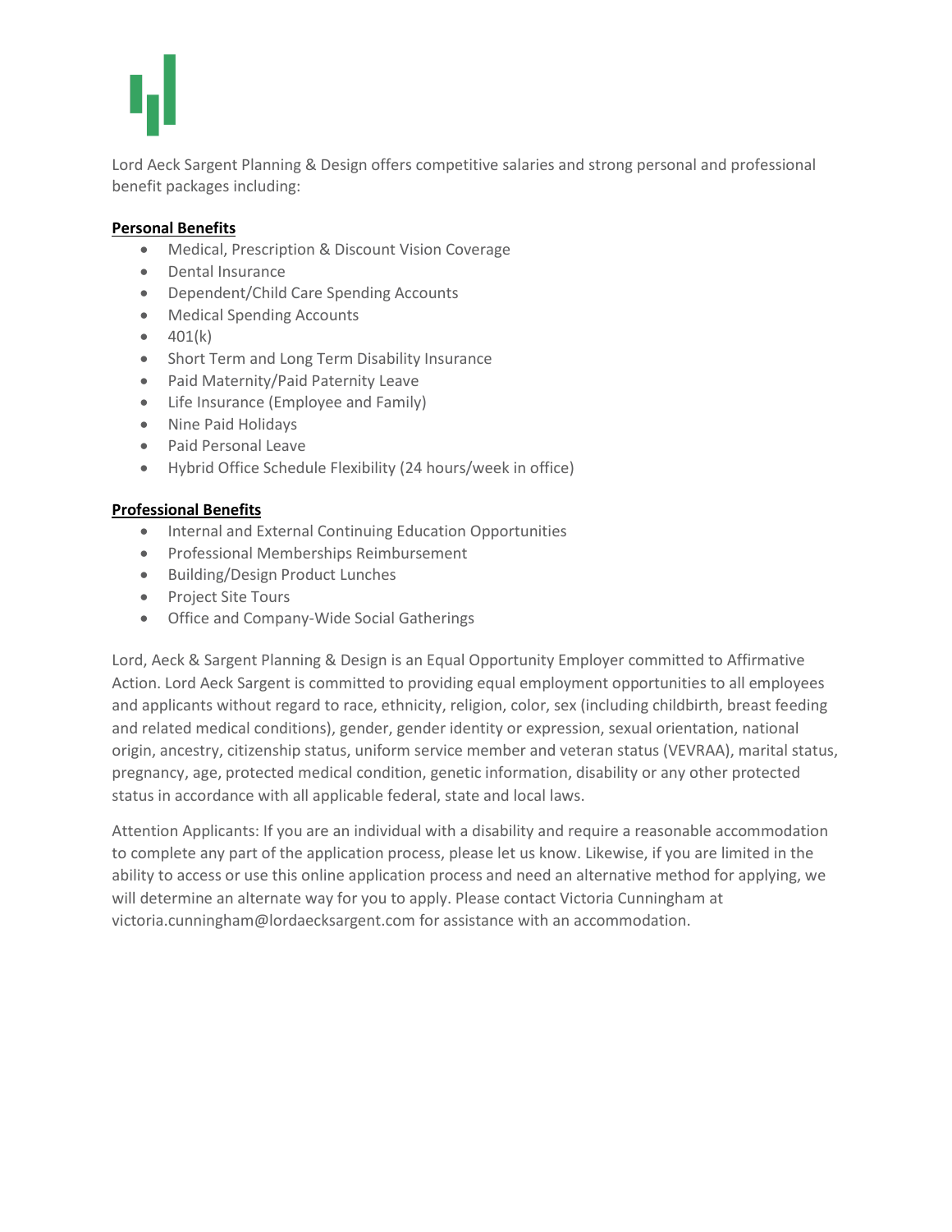Lord Aeck Sargent Planning & Design offers competitive salaries and strong personal and professional benefit packages including:

**Personal Benefits**

- Medical, Prescription & Discount Vision Coverage
- Dental Insurance
- Dependent/Child Care Spending Accounts
- Medical Spending Accounts
- 401(k)
- Short Term and Long Term Disability Insurance
- Paid Maternity/Paid Paternity Leave
- Life Insurance (Employee and Family)
- Nine Paid Holidays
- Paid Personal Leave
- Hybrid Office Schedule Flexibility (24 hours/week in office)

**Professional Benefits**

- Internal and External Continuing Education Opportunities
- Professional Memberships Reimbursement
- Building/Design Product Lunches
- Project Site Tours
- Office and Company-Wide Social Gatherings

Lord, Aeck & Sargent Planning & Design is an Equal Opportunity Employer committed to Affirmative Action. Lord Aeck Sargent is committed to providing equal employment opportunities to all employees and applicants without regard to race, ethnicity, religion, color, sex (including childbirth, breast feeding and related medical conditions), gender, gender identity or expression, sexual orientation, national origin, ancestry, citizenship status, uniform service member and veteran status (VEVRAA), marital status, pregnancy, age, protected medical condition, genetic information, disability or any other protected status in accordance with all applicable federal, state and local laws.

Attention Applicants: If you are an individual with a disability and require a reasonable accommodation to complete any part of the application process, please let us know. Likewise, if you are limited in the ability to access or use this online application process and need an alternative method for applying, we will determine an alternate way for you to apply. Please contact Victoria Cunningham at victoria.cunningham@lordaecksargent.com for assistance with an accommodation.